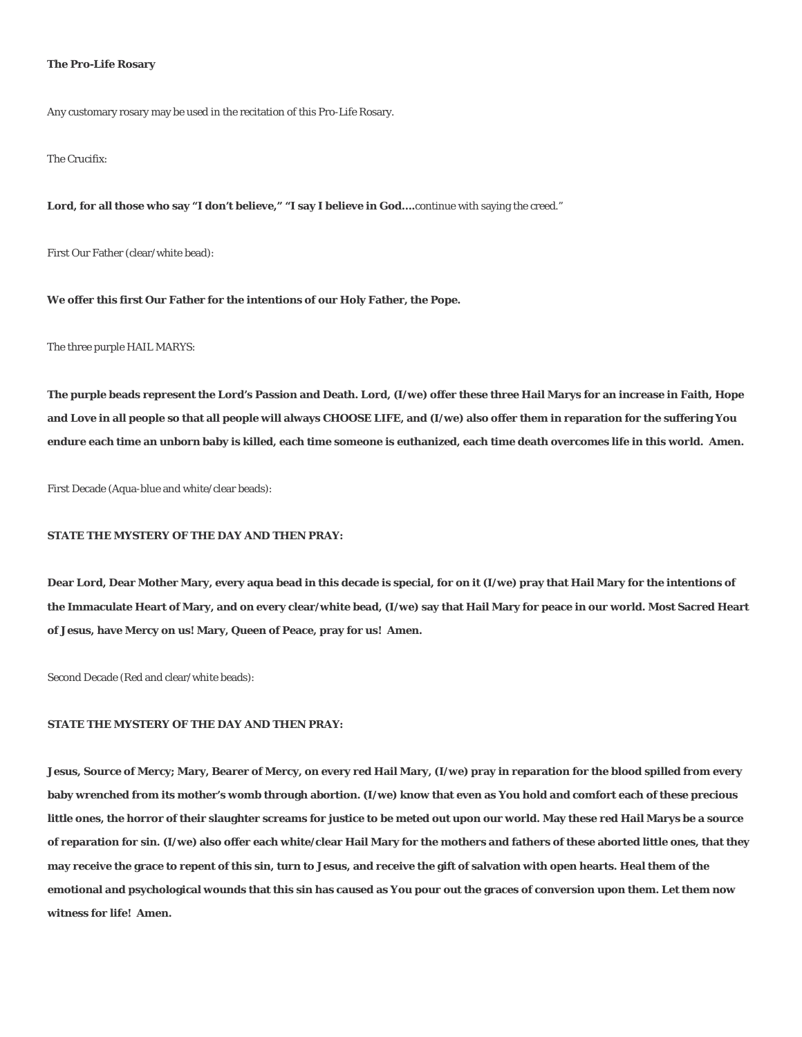**The Pro-Life Rosary**

Any customary rosary may be used in the recitation of this Pro-Life Rosary.

The Crucifix:

**Lord, for all those who say "I don't believe," "I say I believe in God....**continue with saying the creed."

First Our Father (clear/white bead):

**We offer this first Our Father for the intentions of our Holy Father, the Pope.**

The three purple HAIL MARYS:

**The purple beads represent the Lord's Passion and Death. Lord, (I/we) offer these three Hail Marys for an increase in Faith, Hope and Love in all people so that all people will always CHOOSE LIFE, and (I/we) also offer them in reparation for the suffering You endure each time an unborn baby is killed, each time someone is euthanized, each time death overcomes life in this world. Amen.**

First Decade (Aqua-blue and white/clear beads):

**STATE THE MYSTERY OF THE DAY AND THEN PRAY:**

**Dear Lord, Dear Mother Mary, every aqua bead in this decade is special, for on it (I/we) pray that Hail Mary for the intentions of the Immaculate Heart of Mary, and on every clear/white bead, (I/we) say that Hail Mary for peace in our world. Most Sacred Heart of Jesus, have Mercy on us! Mary, Queen of Peace, pray for us! Amen.**

Second Decade (Red and clear/white beads):

**STATE THE MYSTERY OF THE DAY AND THEN PRAY:**

**Jesus, Source of Mercy; Mary, Bearer of Mercy, on every red Hail Mary, (I/we) pray in reparation for the blood spilled from every baby wrenched from its mother's womb through abortion. (I/we) know that even as You hold and comfort each of these precious little ones, the horror of their slaughter screams for justice to be meted out upon our world. May these red Hail Marys be a source of reparation for sin. (I/we) also offer each white/clear Hail Mary for the mothers and fathers of these aborted little ones, that they may receive the grace to repent of this sin, turn to Jesus, and receive the gift of salvation with open hearts. Heal them of the emotional and psychological wounds that this sin has caused as You pour out the graces of conversion upon them. Let them now witness for life! Amen.**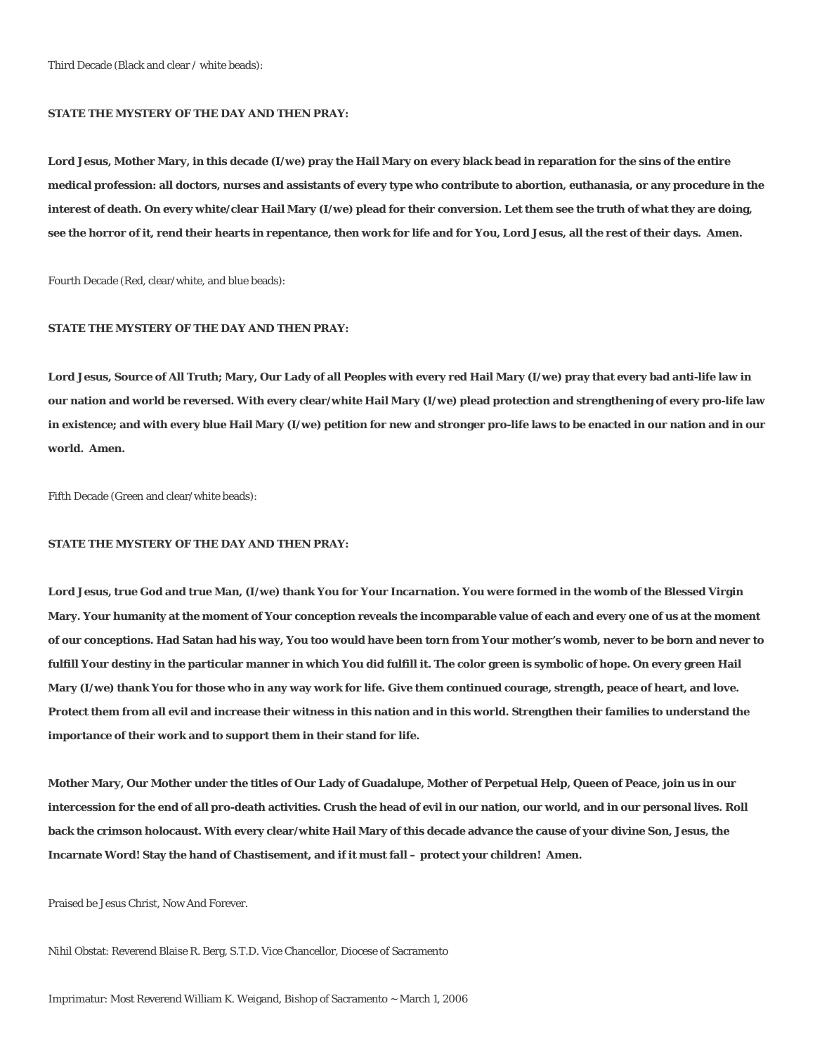Third Decade (Black and clear / white beads):

**STATE THE MYSTERY OF THE DAY AND THEN PRAY:**

**Lord Jesus, Mother Mary, in this decade (I/we) pray the Hail Mary on every black bead in reparation for the sins of the entire medical profession: all doctors, nurses and assistants of every type who contribute to abortion, euthanasia, or any procedure in the interest of death. On every white/clear Hail Mary (I/we) plead for their conversion. Let them see the truth of what they are doing, see the horror of it, rend their hearts in repentance, then work for life and for You, Lord Jesus, all the rest of their days. Amen.**

Fourth Decade (Red, clear/white, and blue beads):

**STATE THE MYSTERY OF THE DAY AND THEN PRAY:**

**Lord Jesus, Source of All Truth; Mary, Our Lady of all Peoples with every red Hail Mary (I/we) pray that every bad anti-life law in our nation and world be reversed. With every clear/white Hail Mary (I/we) plead protection and strengthening of every pro-life law in existence; and with every blue Hail Mary (I/we) petition for new and stronger pro-life laws to be enacted in our nation and in our world. Amen.**

Fifth Decade (Green and clear/white beads):

**STATE THE MYSTERY OF THE DAY AND THEN PRAY:**

**Lord Jesus, true God and true Man, (I/we) thank You for Your Incarnation. You were formed in the womb of the Blessed Virgin Mary. Your humanity at the moment of Your conception reveals the incomparable value of each and every one of us at the moment of our conceptions. Had Satan had his way, You too would have been torn from Your mother's womb, never to be born and never to fulfill Your destiny in the particular manner in which You did fulfill it. The color green is symbolic of hope. On every green Hail Mary (I/we) thank You for those who in any way work for life. Give them continued courage, strength, peace of heart, and love. Protect them from all evil and increase their witness in this nation and in this world. Strengthen their families to understand the importance of their work and to support them in their stand for life.**

**Mother Mary, Our Mother under the titles of Our Lady of Guadalupe, Mother of Perpetual Help, Queen of Peace, join us in our intercession for the end of all pro-death activities. Crush the head of evil in our nation, our world, and in our personal lives. Roll back the crimson holocaust. With every clear/white Hail Mary of this decade advance the cause of your divine Son, Jesus, the Incarnate Word! Stay the hand of Chastisement, and if it must fall – protect your children! Amen.**

Praised be Jesus Christ, Now And Forever.

Nihil Obstat: Reverend Blaise R. Berg, S.T.D. Vice Chancellor, Diocese of Sacramento

Imprimatur: Most Reverend William K. Weigand, Bishop of Sacramento ~ March 1, 2006